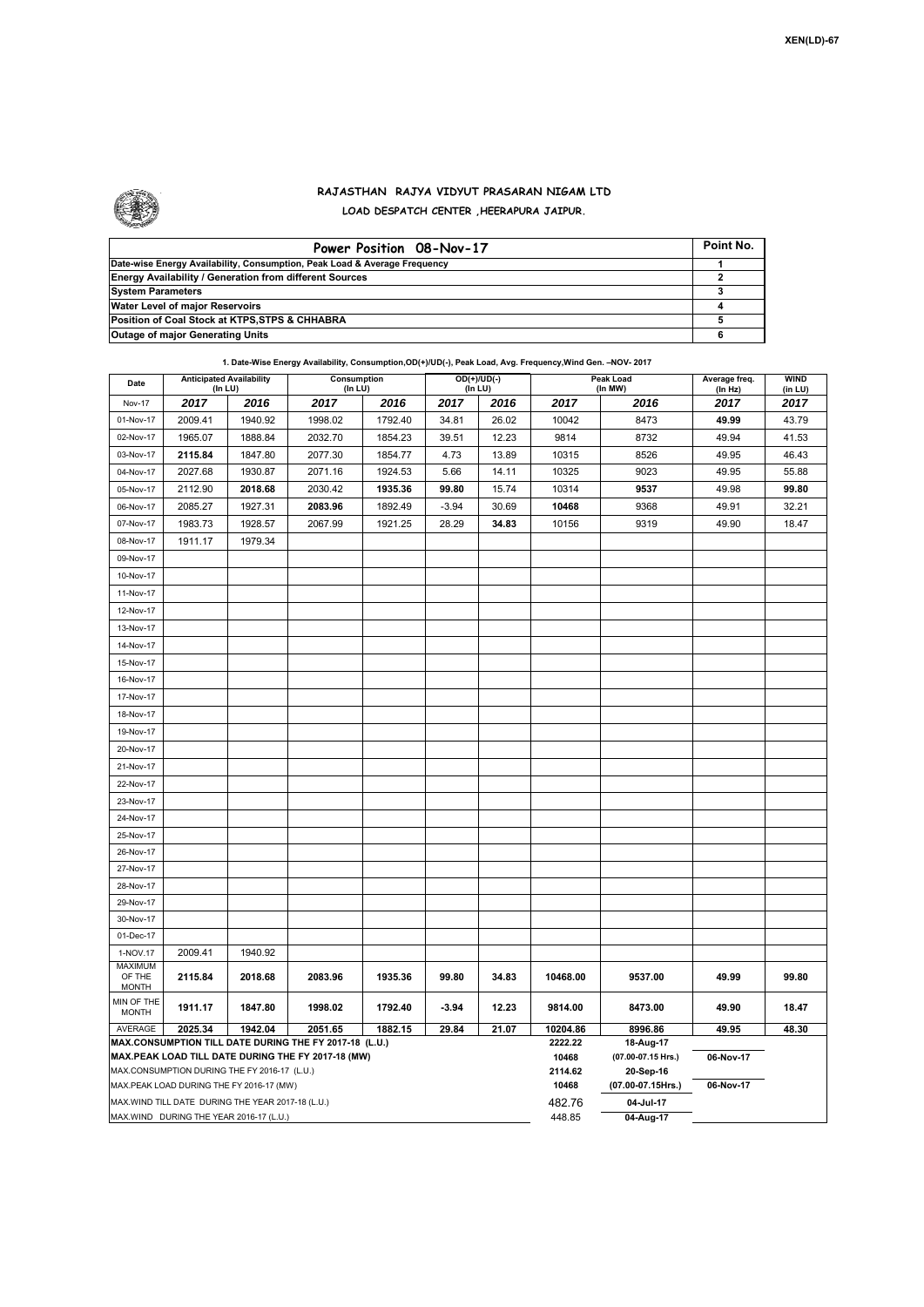XEN(LD)-67

# RAJASTHAN RAJYA VIDYUT PRASARAN NIGAM LTD

## LOAD DESPATCH CENTER ,HEERAPURA JAIPUR.

| Power Position 08-Nov-17 | Point No. |
|---|---|
| Date-wise Energy Availability, Consumption, Peak Load & Average Frequency | 1 |
| Energy Availability / Generation from different Sources | 2 |
| System Parameters | 3 |
| Water Level of major Reservoirs | 4 |
| Position of Coal Stock at KTPS,STPS & CHHABRA | 5 |
| Outage of major Generating Units | 6 |

**1. Date-Wise Energy Availability, Consumption,OD(+)/UD(-), Peak Load, Avg. Frequency,Wind Gen. –NOV- 2017**

| Date | Anticipated Availability (In LU) | | Consumption (In LU) | | OD(+)/UD(-) (In LU) | | Peak Load (In MW) | | Average freq. (In Hz) | WIND (in LU) |
|---|---|---|---|---|---|---|---|---|---|---|
| Nov-17 | 2017 | 2016 | 2017 | 2016 | 2017 | 2016 | 2017 | 2016 | 2017 | 2017 |
| 01-Nov-17 | 2009.41 | 1940.92 | 1998.02 | 1792.40 | 34.81 | 26.02 | 10042 | 8473 | 49.99 | 43.79 |
| 02-Nov-17 | 1965.07 | 1888.84 | 2032.70 | 1854.23 | 39.51 | 12.23 | 9814 | 8732 | 49.94 | 41.53 |
| 03-Nov-17 | 2115.84 | 1847.80 | 2077.30 | 1854.77 | 4.73 | 13.89 | 10315 | 8526 | 49.95 | 46.43 |
| 04-Nov-17 | 2027.68 | 1930.87 | 2071.16 | 1924.53 | 5.66 | 14.11 | 10325 | 9023 | 49.95 | 55.88 |
| 05-Nov-17 | 2112.90 | 2018.68 | 2030.42 | 1935.36 | 99.80 | 15.74 | 10314 | 9537 | 49.98 | 99.80 |
| 06-Nov-17 | 2085.27 | 1927.31 | 2083.96 | 1892.49 | -3.94 | 30.69 | 10468 | 9368 | 49.91 | 32.21 |
| 07-Nov-17 | 1983.73 | 1928.57 | 2067.99 | 1921.25 | 28.29 | 34.83 | 10156 | 9319 | 49.90 | 18.47 |
| 08-Nov-17 | 1911.17 | 1979.34 | | | | | | | | |
| 09-Nov-17 | | | | | | | | | | |
| 10-Nov-17 | | | | | | | | | | |
| 11-Nov-17 | | | | | | | | | | |
| 12-Nov-17 | | | | | | | | | | |
| 13-Nov-17 | | | | | | | | | | |
| 14-Nov-17 | | | | | | | | | | |
| 15-Nov-17 | | | | | | | | | | |
| 16-Nov-17 | | | | | | | | | | |
| 17-Nov-17 | | | | | | | | | | |
| 18-Nov-17 | | | | | | | | | | |
| 19-Nov-17 | | | | | | | | | | |
| 20-Nov-17 | | | | | | | | | | |
| 21-Nov-17 | | | | | | | | | | |
| 22-Nov-17 | | | | | | | | | | |
| 23-Nov-17 | | | | | | | | | | |
| 24-Nov-17 | | | | | | | | | | |
| 25-Nov-17 | | | | | | | | | | |
| 26-Nov-17 | | | | | | | | | | |
| 27-Nov-17 | | | | | | | | | | |
| 28-Nov-17 | | | | | | | | | | |
| 29-Nov-17 | | | | | | | | | | |
| 30-Nov-17 | | | | | | | | | | |
| 01-Dec-17 | | | | | | | | | | |
| 1-NOV.17 | 2009.41 | 1940.92 | | | | | | | | |
| MAXIMUM OF THE MONTH | 2115.84 | 2018.68 | 2083.96 | 1935.36 | 99.80 | 34.83 | 10468.00 | 9537.00 | 49.99 | 99.80 |
| MIN OF THE MONTH | 1911.17 | 1847.80 | 1998.02 | 1792.40 | -3.94 | 12.23 | 9814.00 | 8473.00 | 49.90 | 18.47 |
| AVERAGE | 2025.34 | 1942.04 | 2051.65 | 1882.15 | 29.84 | 21.07 | 10204.86 | 8996.86 | 49.95 | 48.30 |
| MAX.CONSUMPTION TILL DATE DURING THE FY 2017-18 (L.U.) | | | | | | | 2222.22 | 18-Aug-17 | | |
| MAX.PEAK LOAD TILL DATE DURING THE FY 2017-18 (MW) | | | | | | | 10468 | (07.00-07.15 Hrs.) | 06-Nov-17 | |
| MAX.CONSUMPTION DURING THE FY 2016-17 (L.U.) | | | | | | | 2114.62 | 20-Sep-16 | | |
| MAX.PEAK LOAD DURING THE FY 2016-17 (MW) | | | | | | | 10468 | (07.00-07.15Hrs.) | 06-Nov-17 | |
| MAX.WIND TILL DATE DURING THE YEAR 2017-18 (L.U.) | | | | | | | 482.76 | 04-Jul-17 | | |
| MAX.WIND DURING THE YEAR 2016-17 (L.U.) | | | | | | | 448.85 | 04-Aug-17 | | |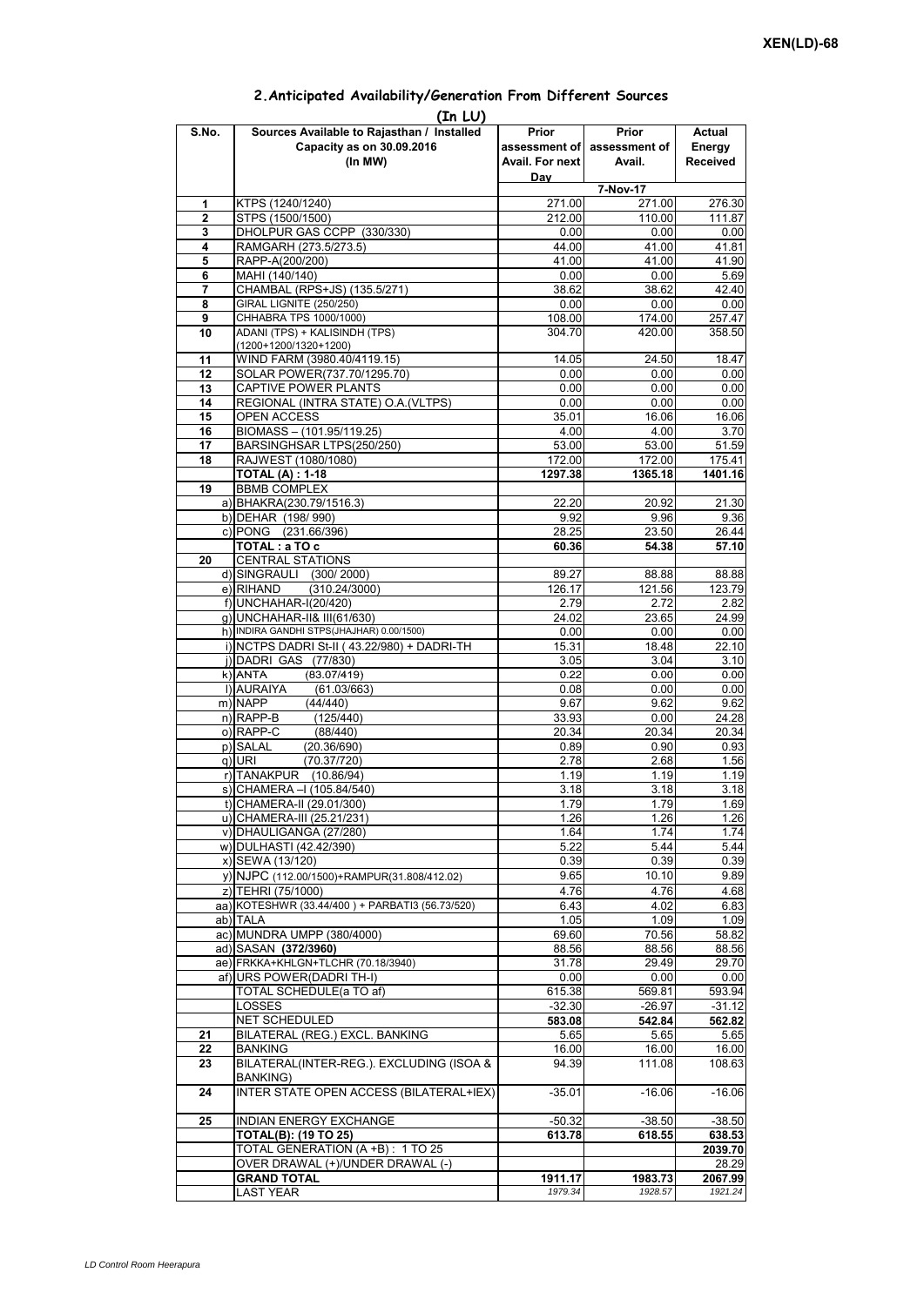XEN(LD)-68

## 2.Anticipated Availability/Generation From Different Sources

(In LU)

| S.No. | Sources Available to Rajasthan / Installed Capacity as on 30.09.2016 (In MW) | Prior assessment of Avail. For next Day | Prior assessment of Avail. | Actual Energy Received |
|---|---|---|---|---|
| | | 7-Nov-17 | | |
| 1 | KTPS (1240/1240) | 271.00 | 271.00 | 276.30 |
| 2 | STPS (1500/1500) | 212.00 | 110.00 | 111.87 |
| 3 | DHOLPUR GAS CCPP (330/330) | 0.00 | 0.00 | 0.00 |
| 4 | RAMGARH (273.5/273.5) | 44.00 | 41.00 | 41.81 |
| 5 | RAPP-A(200/200) | 41.00 | 41.00 | 41.90 |
| 6 | MAHI (140/140) | 0.00 | 0.00 | 5.69 |
| 7 | CHAMBAL (RPS+JS) (135.5/271) | 38.62 | 38.62 | 42.40 |
| 8 | GIRAL LIGNITE (250/250) | 0.00 | 0.00 | 0.00 |
| 9 | CHHABRA TPS 1000/1000) | 108.00 | 174.00 | 257.47 |
| 10 | ADANI (TPS) + KALISINDH (TPS) (1200+1200/1320+1200) | 304.70 | 420.00 | 358.50 |
| 11 | WIND FARM (3980.40/4119.15) | 14.05 | 24.50 | 18.47 |
| 12 | SOLAR POWER(737.70/1295.70) | 0.00 | 0.00 | 0.00 |
| 13 | CAPTIVE POWER PLANTS | 0.00 | 0.00 | 0.00 |
| 14 | REGIONAL (INTRA STATE) O.A.(VLTPS) | 0.00 | 0.00 | 0.00 |
| 15 | OPEN ACCESS | 35.01 | 16.06 | 16.06 |
| 16 | BIOMASS – (101.95/119.25) | 4.00 | 4.00 | 3.70 |
| 17 | BARSINGHSAR LTPS(250/250) | 53.00 | 53.00 | 51.59 |
| 18 | RAJWEST (1080/1080) | 172.00 | 172.00 | 175.41 |
| | **TOTAL (A) : 1-18** | **1297.38** | **1365.18** | **1401.16** |
| 19 | BBMB COMPLEX | | | |
| | a) BHAKRA(230.79/1516.3) | 22.20 | 20.92 | 21.30 |
| | b) DEHAR (198/ 990) | 9.92 | 9.96 | 9.36 |
| | c) PONG (231.66/396) | 28.25 | 23.50 | 26.44 |
| | **TOTAL : a TO c** | **60.36** | **54.38** | **57.10** |
| 20 | CENTRAL STATIONS | | | |
| | d) SINGRAULI (300/ 2000) | 89.27 | 88.88 | 88.88 |
| | e) RIHAND (310.24/3000) | 126.17 | 121.56 | 123.79 |
| | f) UNCHAHAR-I(20/420) | 2.79 | 2.72 | 2.82 |
| | g) UNCHAHAR-II& III(61/630) | 24.02 | 23.65 | 24.99 |
| | h) INDIRA GANDHI STPS(JHAJHAR) 0.00/1500) | 0.00 | 0.00 | 0.00 |
| | i) NCTPS DADRI St-II ( 43.22/980) + DADRI-TH | 15.31 | 18.48 | 22.10 |
| | j) DADRI GAS (77/830) | 3.05 | 3.04 | 3.10 |
| | k) ANTA (83.07/419) | 0.22 | 0.00 | 0.00 |
| | l) AURAIYA (61.03/663) | 0.08 | 0.00 | 0.00 |
| | m) NAPP (44/440) | 9.67 | 9.62 | 9.62 |
| | n) RAPP-B (125/440) | 33.93 | 0.00 | 24.28 |
| | o) RAPP-C (88/440) | 20.34 | 20.34 | 20.34 |
| | p) SALAL (20.36/690) | 0.89 | 0.90 | 0.93 |
| | q) URI (70.37/720) | 2.78 | 2.68 | 1.56 |
| | r) TANAKPUR (10.86/94) | 1.19 | 1.19 | 1.19 |
| | s) CHAMERA –I (105.84/540) | 3.18 | 3.18 | 3.18 |
| | t) CHAMERA-II (29.01/300) | 1.79 | 1.79 | 1.69 |
| | u) CHAMERA-III (25.21/231) | 1.26 | 1.26 | 1.26 |
| | v) DHAULIGANGA (27/280) | 1.64 | 1.74 | 1.74 |
| | w) DULHASTI (42.42/390) | 5.22 | 5.44 | 5.44 |
| | x) SEWA (13/120) | 0.39 | 0.39 | 0.39 |
| | y) NJPC (112.00/1500)+RAMPUR(31.808/412.02) | 9.65 | 10.10 | 9.89 |
| | z) TEHRI (75/1000) | 4.76 | 4.76 | 4.68 |
| | aa) KOTESHWR (33.44/400 ) + PARBATI3 (56.73/520) | 6.43 | 4.02 | 6.83 |
| | ab) TALA | 1.05 | 1.09 | 1.09 |
| | ac) MUNDRA UMPP (380/4000) | 69.60 | 70.56 | 58.82 |
| | ad) SASAN **(372/3960)** | 88.56 | 88.56 | 88.56 |
| | ae) FRKKA+KHLGN+TLCHR (70.18/3940) | 31.78 | 29.49 | 29.70 |
| | af) URS POWER(DADRI TH-I) | 0.00 | 0.00 | 0.00 |
| | TOTAL SCHEDULE(a TO af) | 615.38 | 569.81 | 593.94 |
| | LOSSES | -32.30 | -26.97 | -31.12 |
| | NET SCHEDULED | **583.08** | **542.84** | **562.82** |
| 21 | BILATERAL (REG.) EXCL. BANKING | 5.65 | 5.65 | 5.65 |
| 22 | BANKING | 16.00 | 16.00 | 16.00 |
| 23 | BILATERAL(INTER-REG.). EXCLUDING (ISOA & BANKING) | 94.39 | 111.08 | 108.63 |
| 24 | INTER STATE OPEN ACCESS (BILATERAL+IEX) | -35.01 | -16.06 | -16.06 |
| 25 | INDIAN ENERGY EXCHANGE | -50.32 | -38.50 | -38.50 |
| | **TOTAL(B): (19 TO 25)** | **613.78** | **618.55** | **638.53** |
| | TOTAL GENERATION (A +B) : 1 TO 25 | | | **2039.70** |
| | OVER DRAWAL (+)/UNDER DRAWAL (-) | | | 28.29 |
| | **GRAND TOTAL** | **1911.17** | **1983.73** | **2067.99** |
| | LAST YEAR | *1979.34* | *1928.57* | *1921.24* |

*LD Control Room Heerapura*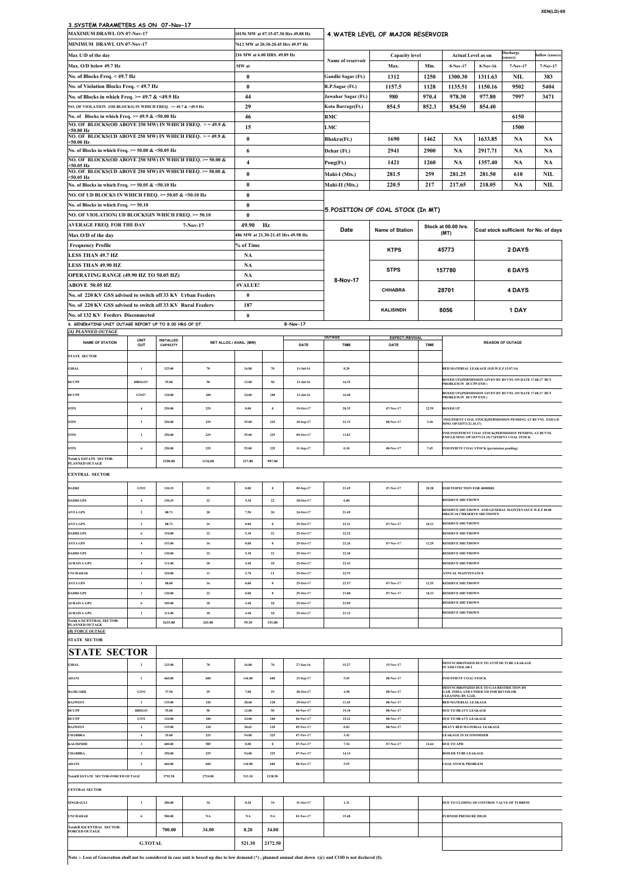XEN(LD)-69

## 3. SYSTEM PARAMETERS AS ON 07-Nov-17

| | | |
|---|---|---|
| MAXIMUM DRAWL ON 07-Nov-17 | | 10156 MW at 07.15-07.30 Hrs 49.88 Hz |
| MINIMUM DRAWL ON 07-Nov-17 | | 7612 MW at 20.30-20.45 Hrs 49.97 Hz |
| Max U/D of the day | | 216 MW at 6.00 HRS. 49.89 Hz |
| Max. O/D below 49.7 Hz | | MW at |
| No. of Blocks Freq. < 49.7 Hz | | 0 |
| No. of Violation Blocks Freq. < 49.7 Hz | | 0 |
| No. of Blocks in which Freq. >= 49.7 & <49.9 Hz | | 44 |
| NO. OF VIOLATION (OD BLOCKS) IN WHICH FREQ. >= 49.7 & <49.9 Hz | | 29 |
| No. of Blocks in which Freq. >= 49.9 & <50.00 Hz | | 46 |
| NO. OF BLOCKS(OD ABOVE 250 MW) IN WHICH FREQ. > = 49.9 & <50.00 Hz | | 15 |
| NO. OF BLOCKS(UD ABOVE 250 MW) IN WHICH FREQ. > = 49.9 & <50.00 Hz | | 0 |
| No. of Blocks in which Freq. >= 50.00 & <50.05 Hz | | 6 |
| NO. OF BLOCKS(OD ABOVE 250 MW) IN WHICH FREQ. >= 50.00 & <50.05 Hz | | 4 |
| NO. OF BLOCKS(UD ABOVE 250 MW) IN WHICH FREQ. >= 50.00 & <50.05 Hz | | 0 |
| No. of Blocks in which Freq. >= 50.05 & <50.10 Hz | | 0 |
| NO. OF UD BLOCKS IN WHICH FREQ. >= 50.05 & <50.10 Hz | | 0 |
| No. of Blocks in which Freq. >= 50.10 | | 0 |
| NO. OF VIOLATION( UD BLOCKS)IN WHICH FREQ. >= 50.10 | | 0 |
| AVERAGE FREQ. FOR THE DAY | 7-Nov-17 | 49.90 Hz |
| Max O/D of the day | | 486 MW at 21.30-21.45 Hrs 49.98 Hz |
| Frequency Profile | | % of Time |
| LESS THAN 49.7 HZ | | NA |
| LESS THAN 49.90 HZ | | NA |
| OPERATING RANGE (49.90 HZ TO 50.05 HZ) | | NA |
| ABOVE 50.05 HZ | | #VALUE! |
| No. of 220 KV GSS advised to switch off 33 KV Urban Feeders | | 0 |
| No. of 220 KV GSS advised to switch off 33 KV Rural Feeders | | 187 |
| No. of 132 KV Feeders Disconnected | | 0 |

## 4. WATER LEVEL OF MAJOR RESERVOIR

| Name of reservoir | Capacity level | | Actual Level as on | | Discharge (cusecs) | Inflow (cusecs) |
|---|---|---|---|---|---|---|
| | Max. | Min. | 8-Nov-17 | 8-Nov-16 | 7-Nov-17 | 7-Nov-17 |
| Gandhi Sagar (Ft.) | 1312 | 1250 | 1300.30 | 1311.63 | NIL | 383 |
| R.P.Sagar (Ft.) | 1157.5 | 1128 | 1135.51 | 1150.16 | 9502 | 5404 |
| Jawahar Sagar (Ft.) | 980 | 970.4 | 978.30 | 977.80 | 7997 | 3471 |
| Kota Barrage(Ft.) | 854.5 | 852.3 | 854.50 | 854.40 | | |
| RMC | | | | | 6150 | |
| LMC | | | | | 1500 | |
| Bhakra(Ft.) | 1690 | 1462 | NA | 1633.85 | NA | NA |
| Dehar (Ft.) | 2941 | 2900 | NA | 2917.71 | NA | NA |
| Pong(Ft.) | 1421 | 1260 | NA | 1357.40 | NA | NA |
| Mahi-I (Mts.) | 281.5 | 259 | 281.25 | 281.50 | 610 | NIL |
| Mahi-II (Mts.) | 220.5 | 217 | 217.65 | 218.05 | NA | NIL |

## 5. POSITION OF COAL STOCK (In MT)

| Date | Name of Station | Stock at 00.00 hrs. (MT) | Coal stock sufficient for No. of days |
|---|---|---|---|
| 8-Nov-17 | KTPS | 45773 | 2 DAYS |
| | STPS | 157780 | 6 DAYS |
| | CHHABRA | 28701 | 4 DAYS |
| | KALISINDH | 8056 | 1 DAY |

## 6. GENERATING UNIT OUTAGE REPORT UP TO 8.00 HRS OF DT. 8-Nov-17

### (A) PLANNED OUTAGE

| NAME OF STATION | UNIT OUT | INSTALLED CAPACITY | NET ALLOC./ AVAIL. (MW) | | | OUTAGE DATE | OUTAGE TIME | EXPECT./REVIVAL DATE | EXPECT./REVIVAL TIME | REASON OF OUTAGE |
|---|---|---|---|---|---|---|---|---|---|---|
| STATE SECTOR | | | | | | | | | | |
| GIRAL | 1 | 125.00 | 70 | 16.80 | 70 | 11-Jul-14 | 8.20 | | | BED MATERIAL LEAKAGE (S/D W.E.F.15.07.14) |
| DCCPP | HRSG#2* | 55.00 | 50 | 12.00 | 50 | 13-Jul-16 | 16.35 | | | BOXED UP(PERMISSION GIVEN BY RUVNL ON DATE 17.08.17 BUT PROBLEM IN DCCPP END ) |
| DCCPP | GT#2* | 110.00 | 100 | 24.00 | 100 | 13-Jul-16 | 16.40 | | | BOXED UP(PERMISSION GIVEN BY RUVNL ON DATE 17.08.17 BUT PROBLEM IN DCCPP END ) |
| STPS | 4 | 250.00 | 229 | 0.00 | 0 | 19-Oct-17 | 20.35 | 07-Nov-17 | 22.50 | BOXED UP |
| STPS | 3 | 250.00 | 229 | 55.00 | 229 | 10-Sep-17 | 22.15 | 08-Nov-17 | 3.38 | INSUFFIENT COAL STOCK(PERMISSION PENDING AT RUVNL END LD MNO. OP/10/571/21.10.17) |
| STPS | 2 | 250.00 | 229 | 55.00 | 229 | 09-Oct-17 | 13.03 | | | INSUINSUFFIENT COAL STOCK(PERMISSION PENDING AT RUVNL END LD MNO. OP/10/571/21.10.17)FFIENT COAL STOCK |
| STPS | 6 | 250.00 | 229 | 55.00 | 229 | 11-Sep-17 | 0.10 | 08-Nov-17 | 7.45 | INSUFFIENT COAL STOCK (permission pending) |
| Total(A I)STATE SECTOR-PLANNED OUTAGE | | 1290.00 | 1136.00 | 217.80 | 907.00 | | | | | |
| CENTRAL SECTOR | | | | | | | | | | |
| DADRI | GT#2 | 130.19 | 22 | 0.00 | 0 | 09-Sep-17 | 23.45 | 07-Nov-17 | 20.28 | EOH INSPECTION FOR 4000HRS |
| DADRI GPS | 4 | 130.19 | 22 | 5.30 | 22 | 18-Oct-17 | 6.00 | | | RESERVE SHUTDOWN |
| ANTA GPS | 2 | 88.71 | 20 | 7.50 | 20 | 24-Oct-17 | 21.49 | | | RESERVE SHUTDOWN AND GENERAL MAINTENANCE W.E.F 00.00 HRS/25.10.17RESERVE SHUTDOWN |
| ANTA GPS | 3 | 88.71 | 16 | 0.00 | 0 | 25-Oct-17 | 22.21 | 07-Nov-17 | 10.13 | RESERVE SHUTDOWN |
| DADRI GPS | 6 | 154.00 | 22 | 5.30 | 22 | 25-Oct-17 | 22.22 | | | RESERVE SHUTDOWN |
| ANTA GPS | 4 | 153.00 | 16 | 0.00 | 0 | 25-Oct-17 | 22.26 | 07-Nov-17 | 12.29 | RESERVE SHUTDOWN |
| DADRI GPS | 3 | 130.00 | 22 | 5.30 | 22 | 25-Oct-17 | 22.30 | | | RESERVE SHUTDOWN |
| AURAIYA GPS | 4 | 111.00 | 18 | 4.40 | 18 | 25-Oct-17 | 22.43 | | | RESERVE SHUTDOWN |
| UNCHAHAR | 1 | 210.00 | 11 | 2.70 | 11 | 25-Oct-17 | 22.53 | | | ANNUAL MAINTENANCE |
| ANTA GPS | 1 | 88.00 | 16 | 0.00 | 0 | 25-Oct-17 | 22.57 | 07-Nov-17 | 12.55 | RESERVE SHUTDOWN |
| DADRI GPS | 1 | 130.00 | 22 | 0.00 | 0 | 25-Oct-17 | 23.00 | 07-Nov-17 | 10.33 | RESERVE SHUTDOWN |
| AURAIYA GPS | 6 | 109.00 | 18 | 4.40 | 18 | 25-Oct-17 | 23.09 | | | RESERVE SHUTDOWN |
| AURAIYA GPS | 3 | 111.00 | 18 | 4.40 | 18 | 25-Oct-17 | 23.12 | | | RESERVE SHUTDOWN |
| Total(A-I)CENTRAL SECTOR-PLANNED OUTAGE | | 1633.80 | 243.00 | 39.30 | 151.00 | | | | | |

### (B) FORCE OUTAGE

| NAME OF STATION | UNIT OUT | INSTALLED CAPACITY | NET ALLOC./ AVAIL. (MW) | | | OUTAGE DATE | OUTAGE TIME | EXPECT./REVIVAL DATE | EXPECT./REVIVAL TIME | REASON OF OUTAGE |
|---|---|---|---|---|---|---|---|---|---|---|
| STATE SECTOR | | | | | | | | | | |
| GIRAL | 2 | 125.00 | 70 | 16.80 | 70 | 27-Jan-16 | 15.27 | 15-Nov-17 | | DESYNCHRONIZED DUE TO ATTEND TUBE LEAKAGE IN ASH COOLAR-1 |
| ADANI | 1 | 660.00 | 600 | 144.00 | 600 | 23-Sep-17 | 5.45 | 08-Nov-17 | | INSUFFIENT COAL STOCK |
| RAMGARH | GT#2 | 37.50 | 29 | 7.00 | 29 | 28-Oct-17 | 4.50 | 08-Nov-17 | | DESYNCHRONIZED DUE TO GAS RESTRICTION BY GAIL INDIA AND UNDER S/D FOR REVOILOR CLEANING BY GAIL |
| RAJWEST | 1 | 135.00 | 120 | 28.68 | 120 | 29-Oct-17 | 11.45 | 08-Nov-17 | | BED MATERIAL LEAKAGE |
| DCCPP | HRSG#1 | 55.00 | 50 | 12.00 | 50 | 04-Nov-17 | 19.10 | 08-Nov-17 | | DUE TO HEAVY LEAKAGE |
| DCCPP | GT#1 | 110.00 | 100 | 24.00 | 100 | 04-Nov-17 | 19.22 | 08-Nov-17 | | DUE TO HEAVY LEAKAGE |
| RAJWEST | 2 | 135.00 | 120 | 28.62 | 120 | 05-Nov-17 | 0.03 | 08-Nov-17 | | HEAVY BED MATERIAL LEAKAGE |
| CHABBRA | 4 | 25.00 | 225 | 54.00 | 225 | 07-Nov-17 | 3.42 | | | LEAKAGE IN ECONOMISER |
| KALISINDH | 1 | 600.00 | 585 | 0.00 | 0 | 07-Nov-17 | 7.54 | 07-Nov-17 | 14.44 | DUE TO APH |
| CHABBRA | 2 | 250.00 | 225 | 54.00 | 225 | 07-Nov-17 | 14.14 | | | BOILER TUBE LEAKAGE |
| ADANI | 2 | 660.00 | 600 | 144.00 | 600 | 08-Nov-17 | 5.55 | | | COAL STOCK PROBLEM |
| Total(B I)STATE SECTOR-FORCED OUTAGE | | 2792.50 | 2724.00 | 513.10 | 2138.50 | | | | | |
| CENTRAL SECTOR | | | | | | | | | | |
| SINGRAULI | 3 | 200.00 | 34 | 8.20 | 34 | 31-Oct-17 | 1.31 | | | DUE TO CLOSING OF CONTROL VALVE OF TURBINE |
| UNCHAHAR | 6 | 500.00 | NA | NA | NA | 01-Nov-17 | 15.40 | | | FURNISH PRESSURE HIGH |
| Total(B II)CENTRAL SECTOR-FORCED OUTAGE | | 700.00 | 34.00 | 8.20 | 34.00 | | | | | |
| G.TOTAL | | | | 521.30 | 2172.50 | | | | | |

Note :- Loss of Generation shall not be considered in case unit is boxed up due to low demand (*) , planned annual shut down (@) and COD is not declared ($).